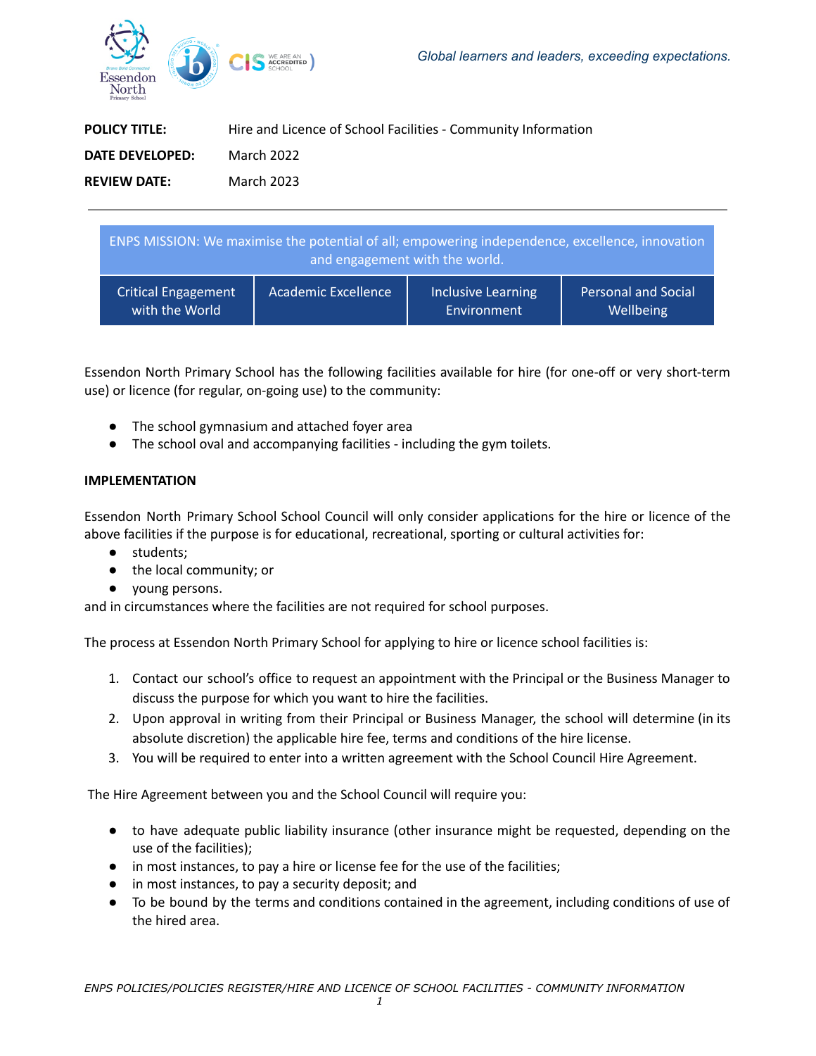*Global learners and leaders, exceeding expectations.*

| | |
|---|---|
| **POLICY TITLE:** | Hire and Licence of School Facilities - Community Information |
| **DATE DEVELOPED:** | March 2022 |
| **REVIEW DATE:** | March 2023 |

---

| ENPS MISSION: We maximise the potential of all; empowering independence, excellence, innovation and engagement with the world. | | | |
|---|---|---|---|
| Critical Engagement with the World | Academic Excellence | Inclusive Learning Environment | Personal and Social Wellbeing |

Essendon North Primary School has the following facilities available for hire (for one-off or very short-term use) or licence (for regular, on-going use) to the community:

- The school gymnasium and attached foyer area
- The school oval and accompanying facilities - including the gym toilets.

**IMPLEMENTATION**

Essendon North Primary School School Council will only consider applications for the hire or licence of the above facilities if the purpose is for educational, recreational, sporting or cultural activities for:

- students;
- the local community; or
- young persons.

and in circumstances where the facilities are not required for school purposes.

The process at Essendon North Primary School for applying to hire or licence school facilities is:

1. Contact our school's office to request an appointment with the Principal or the Business Manager to discuss the purpose for which you want to hire the facilities.
2. Upon approval in writing from their Principal or Business Manager, the school will determine (in its absolute discretion) the applicable hire fee, terms and conditions of the hire license.
3. You will be required to enter into a written agreement with the School Council Hire Agreement.

The Hire Agreement between you and the School Council will require you:

- to have adequate public liability insurance (other insurance might be requested, depending on the use of the facilities);
- in most instances, to pay a hire or license fee for the use of the facilities;
- in most instances, to pay a security deposit; and
- To be bound by the terms and conditions contained in the agreement, including conditions of use of the hired area.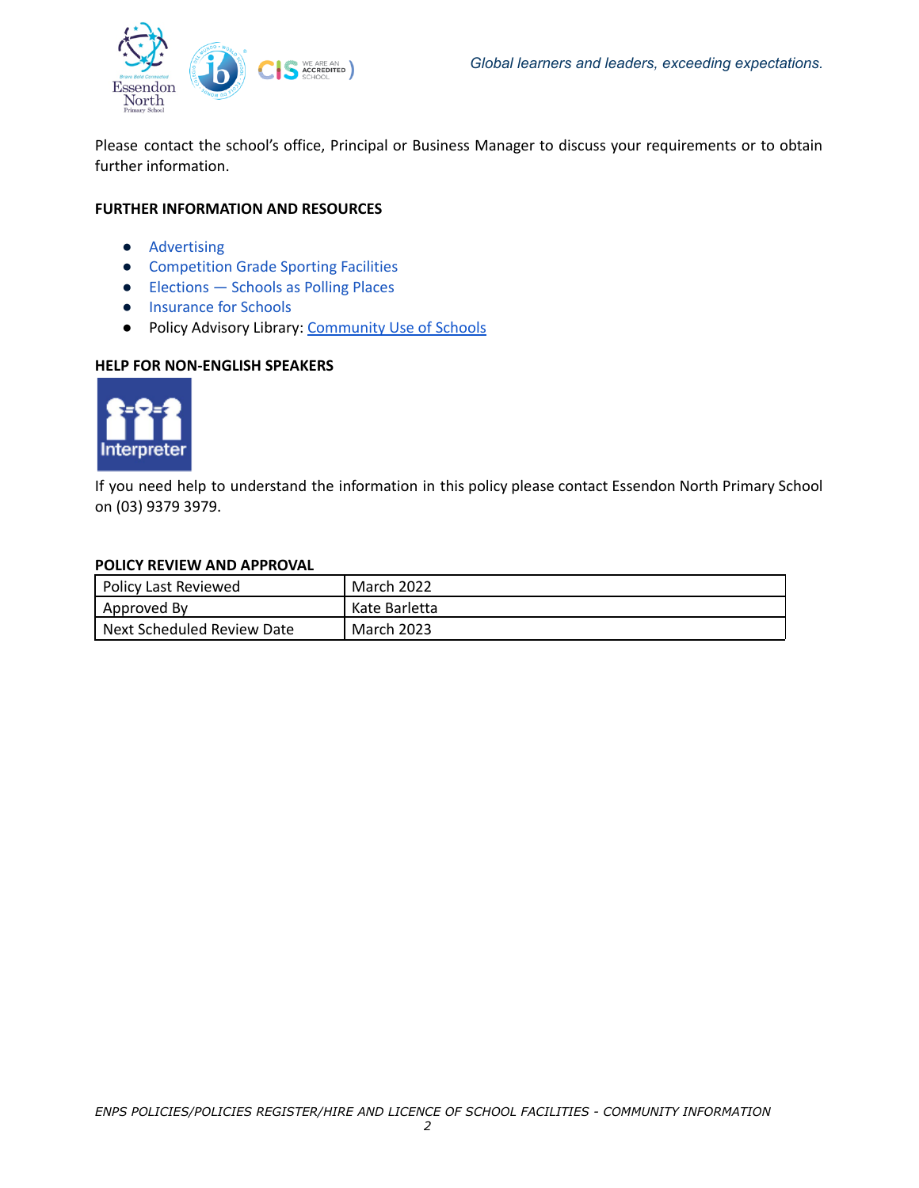Please contact the school's office, Principal or Business Manager to discuss your requirements or to obtain further information.

**FURTHER INFORMATION AND RESOURCES**

- Advertising
- Competition Grade Sporting Facilities
- Elections — Schools as Polling Places
- Insurance for Schools
- Policy Advisory Library: Community Use of Schools

**HELP FOR NON-ENGLISH SPEAKERS**

If you need help to understand the information in this policy please contact Essendon North Primary School on (03) 9379 3979.

**POLICY REVIEW AND APPROVAL**

| | |
|---|---|
| Policy Last Reviewed | March 2022 |
| Approved By | Kate Barletta |
| Next Scheduled Review Date | March 2023 |